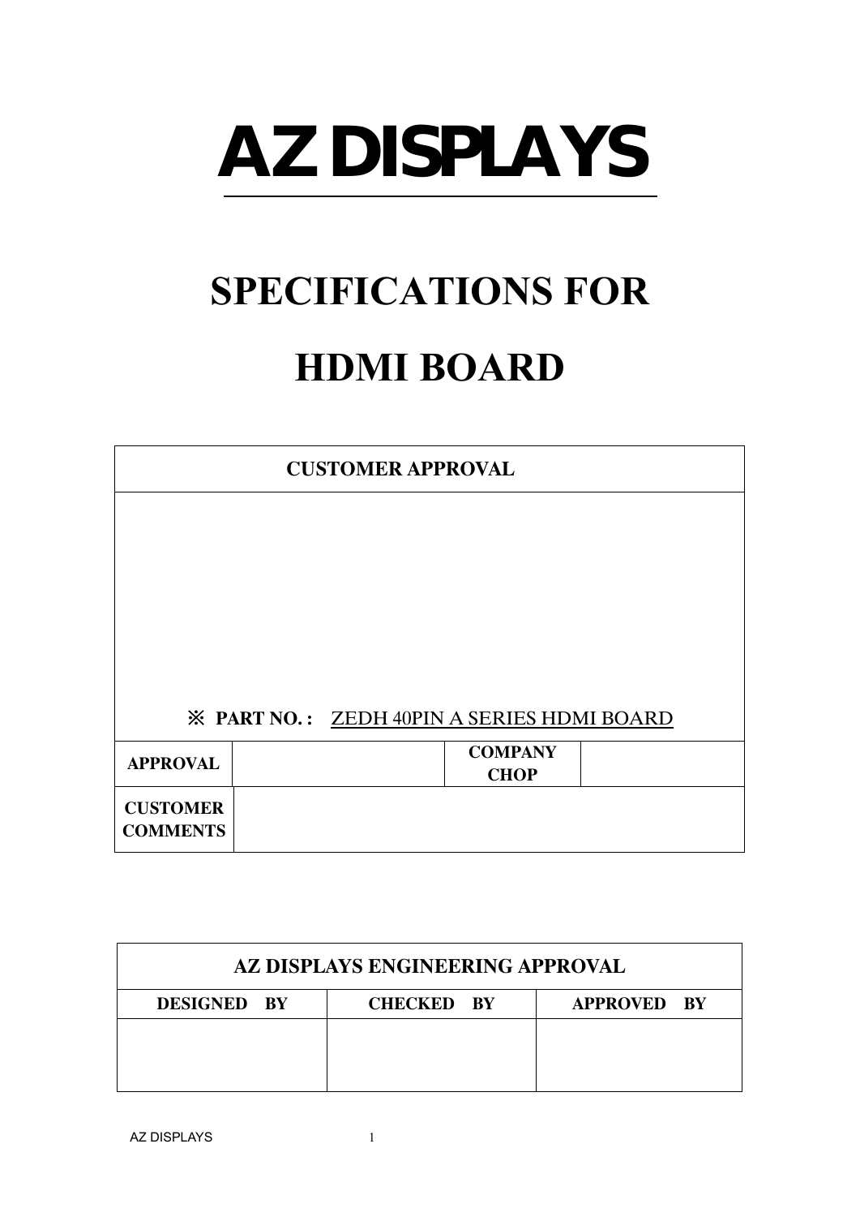# AZ DISPLAYS

# SPECIFICATIONS FOR

# HDMI BOARD

| CUSTOMER APPROVAL | | | |
|---|---|---|---|
| ※ **PART NO. :** ZEDH 40PIN A SERIES HDMI BOARD | | | |
| **APPROVAL** | | **COMPANY CHOP** | |
| **CUSTOMER COMMENTS** | | | |

| AZ DISPLAYS ENGINEERING APPROVAL | | |
|---|---|---|
| **DESIGNED BY** | **CHECKED BY** | **APPROVED BY** |
| | | |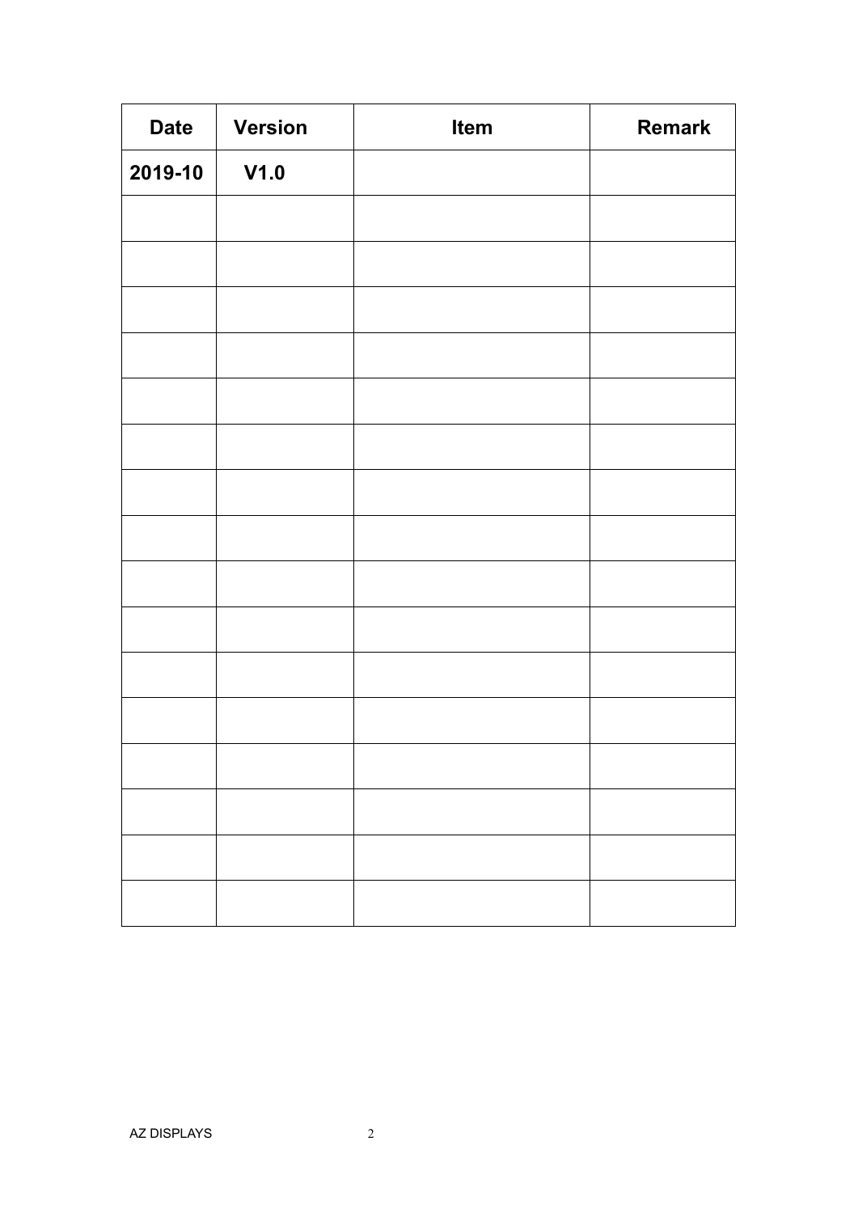| Date | Version | Item | Remark |
|---|---|---|---|
| 2019-10 | V1.0 | | |
| | | | |
| | | | |
| | | | |
| | | | |
| | | | |
| | | | |
| | | | |
| | | | |
| | | | |
| | | | |
| | | | |
| | | | |
| | | | |
| | | | |
| | | | |
| | | | |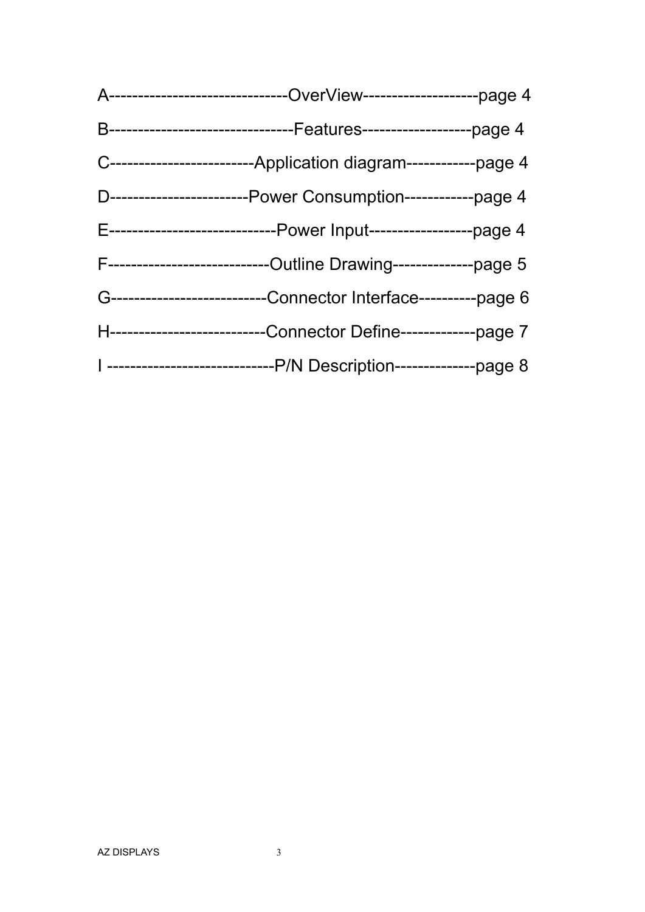A-------------------------------OverView--------------------page 4

B--------------------------------Features-------------------page 4

C-------------------------Application diagram------------page 4

D------------------------Power Consumption------------page 4

E----------------------------Power Input------------------page 4

F---------------------------Outline Drawing--------------page 5

G--------------------------Connector Interface----------page 6

H--------------------------Connector Define-------------page 7

I ----------------------------P/N Description--------------page 8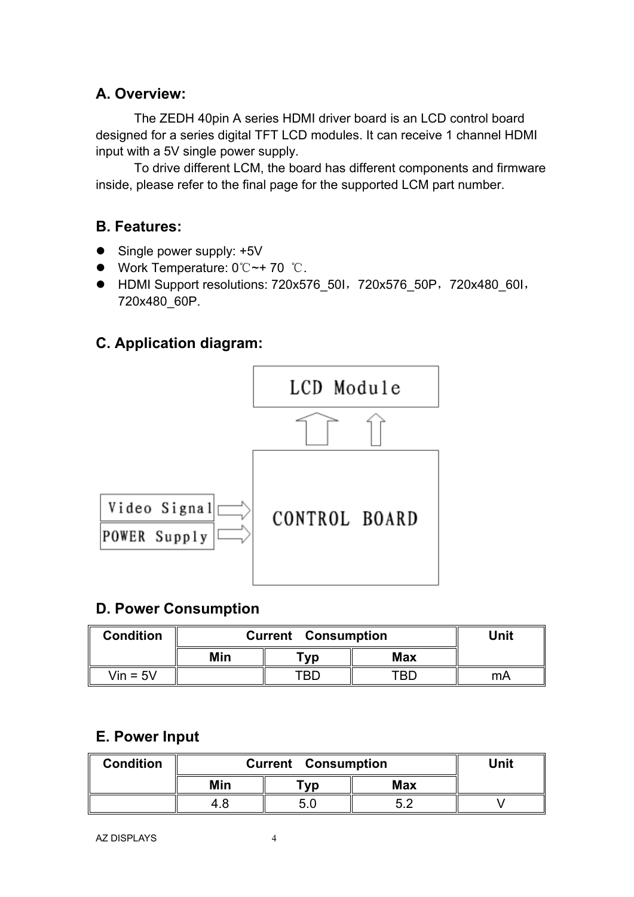## A. Overview:

The ZEDH 40pin A series HDMI driver board is an LCD control board designed for a series digital TFT LCD modules. It can receive 1 channel HDMI input with a 5V single power supply.

To drive different LCM, the board has different components and firmware inside, please refer to the final page for the supported LCM part number.

## B. Features:

- Single power supply: +5V
- Work Temperature: 0℃~+ 70 ℃.
- HDMI Support resolutions: 720x576_50I，720x576_50P，720x480_60I，720x480_60P.

## C. Application diagram:

LCD Module

Video Signal

POWER Supply

CONTROL BOARD

## D. Power Consumption

| Condition | Current Consumption | | | Unit |
|---|---|---|---|---|
| | Min | Typ | Max | |
| Vin = 5V | | TBD | TBD | mA |

## E. Power Input

| Condition | Current Consumption | | | Unit |
|---|---|---|---|---|
| | Min | Typ | Max | |
| | 4.8 | 5.0 | 5.2 | V |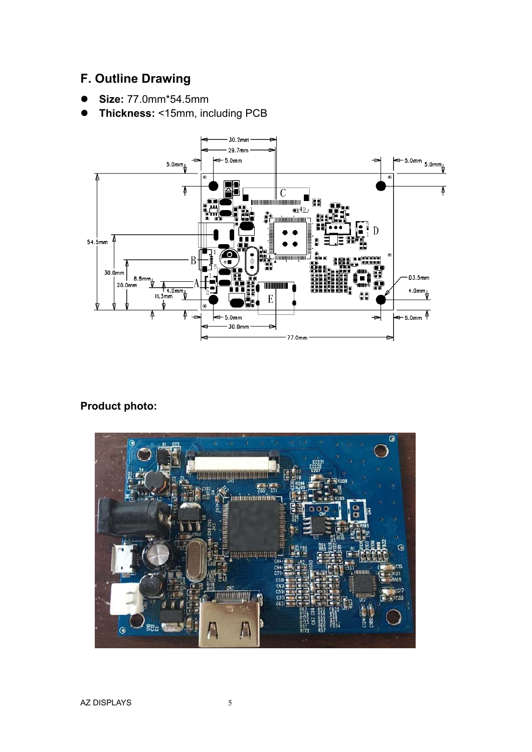## F. Outline Drawing

- **Size:** 77.0mm*54.5mm
- **Thickness:** <15mm, including PCB

**Product photo:**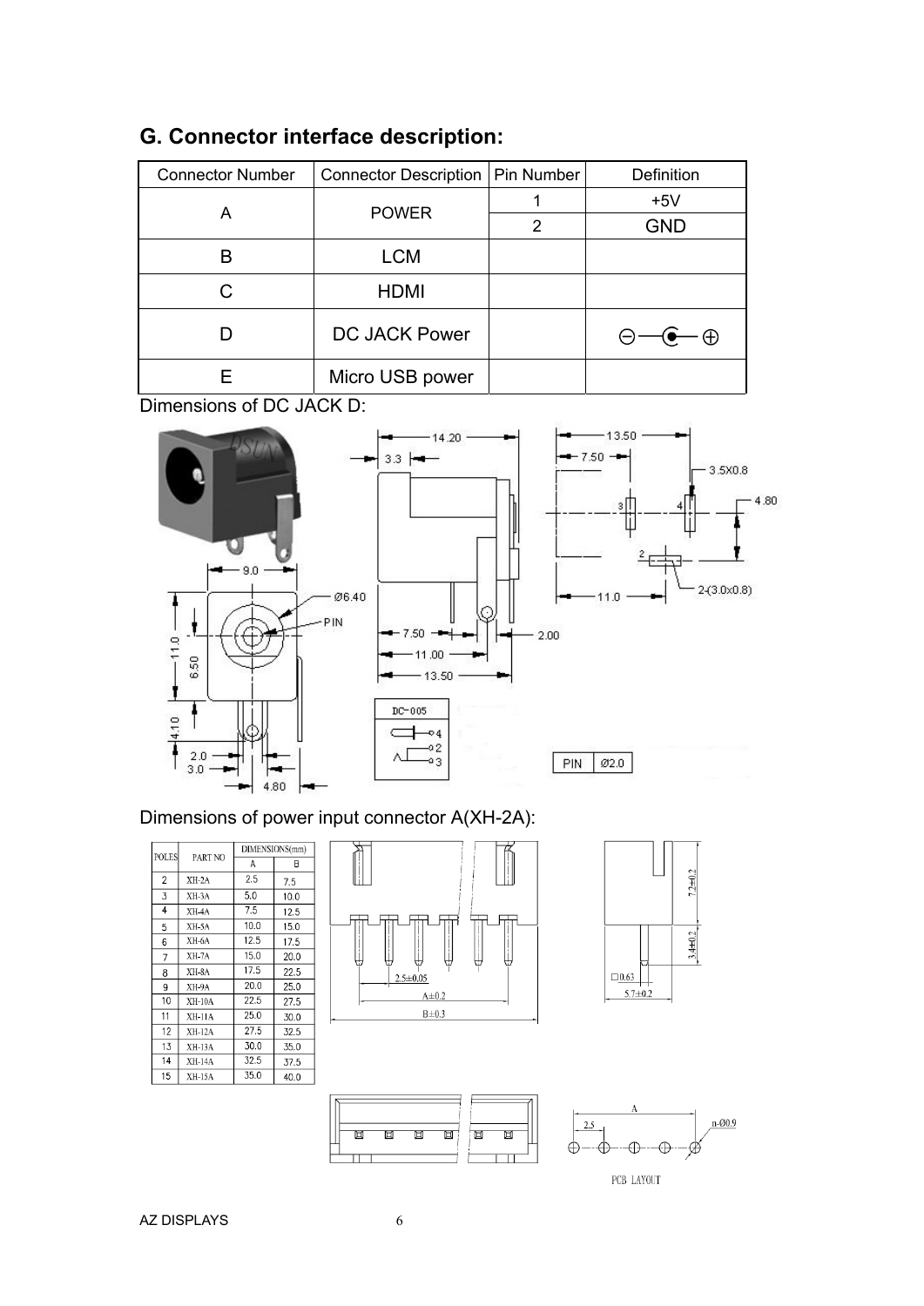## G. Connector interface description:

| Connector Number | Connector Description | Pin Number | Definition |
|---|---|---|---|
| A | POWER | 1 | +5V |
| | | 2 | GND |
| B | LCM | | |
| C | HDMI | | |
| D | DC JACK Power | | ⊖—◖—⊕ |
| E | Micro USB power | | |

Dimensions of DC JACK D:

Dimensions of power input connector A(XH-2A):

| POLES | PART NO | DIMENSIONS(mm) A | DIMENSIONS(mm) B |
|---|---|---|---|
| 2 | XH-2A | 2.5 | 7.5 |
| 3 | XH-3A | 5.0 | 10.0 |
| 4 | XH-4A | 7.5 | 12.5 |
| 5 | XH-5A | 10.0 | 15.0 |
| 6 | XH-6A | 12.5 | 17.5 |
| 7 | XH-7A | 15.0 | 20.0 |
| 8 | XH-8A | 17.5 | 22.5 |
| 9 | XH-9A | 20.0 | 25.0 |
| 10 | XH-10A | 22.5 | 27.5 |
| 11 | XH-11A | 25.0 | 30.0 |
| 12 | XH-12A | 27.5 | 32.5 |
| 13 | XH-13A | 30.0 | 35.0 |
| 14 | XH-14A | 32.5 | 37.5 |
| 15 | XH-15A | 35.0 | 40.0 |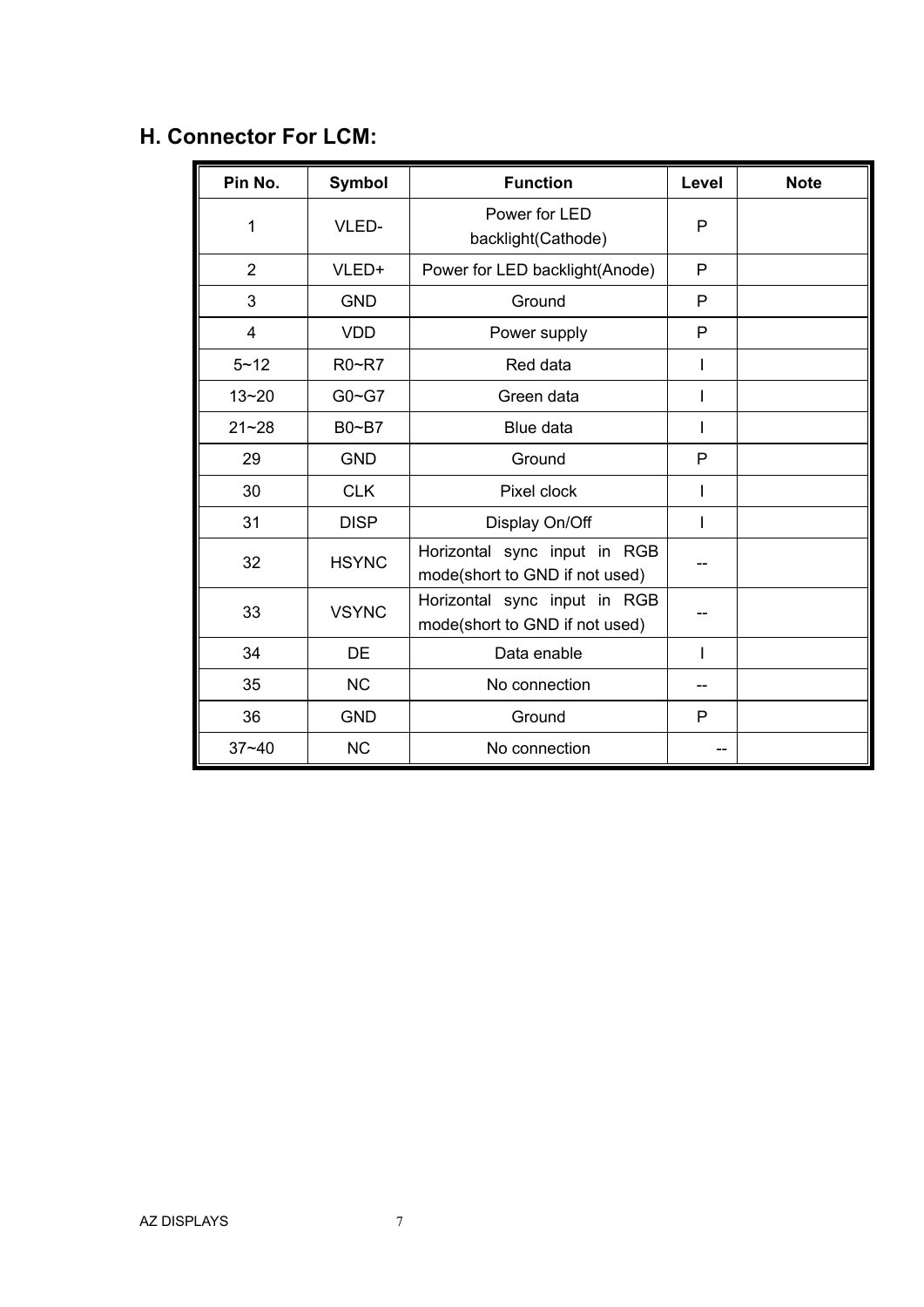## H. Connector For LCM:

| Pin No. | Symbol | Function | Level | Note |
|---|---|---|---|---|
| 1 | VLED- | Power for LED backlight(Cathode) | P | |
| 2 | VLED+ | Power for LED backlight(Anode) | P | |
| 3 | GND | Ground | P | |
| 4 | VDD | Power supply | P | |
| 5~12 | R0~R7 | Red data | I | |
| 13~20 | G0~G7 | Green data | I | |
| 21~28 | B0~B7 | Blue data | I | |
| 29 | GND | Ground | P | |
| 30 | CLK | Pixel clock | I | |
| 31 | DISP | Display On/Off | I | |
| 32 | HSYNC | Horizontal sync input in RGB mode(short to GND if not used) | -- | |
| 33 | VSYNC | Horizontal sync input in RGB mode(short to GND if not used) | -- | |
| 34 | DE | Data enable | I | |
| 35 | NC | No connection | -- | |
| 36 | GND | Ground | P | |
| 37~40 | NC | No connection | -- | |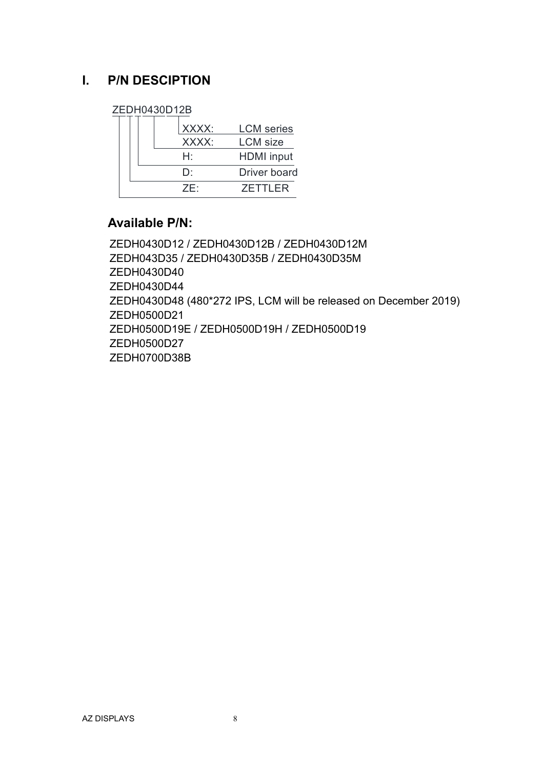## I. P/N DESCIPTION

ZEDH0430D12B

| | |
|---|---|
| XXXX: | LCM series |
| XXXX: | LCM size |
| H: | HDMI input |
| D: | Driver board |
| ZE: | ZETTLER |

### Available P/N:

ZEDH0430D12 / ZEDH0430D12B / ZEDH0430D12M
ZEDH043D35 / ZEDH0430D35B / ZEDH0430D35M
ZEDH0430D40
ZEDH0430D44
ZEDH0430D48 (480*272 IPS, LCM will be released on December 2019)
ZEDH0500D21
ZEDH0500D19E / ZEDH0500D19H / ZEDH0500D19
ZEDH0500D27
ZEDH0700D38B